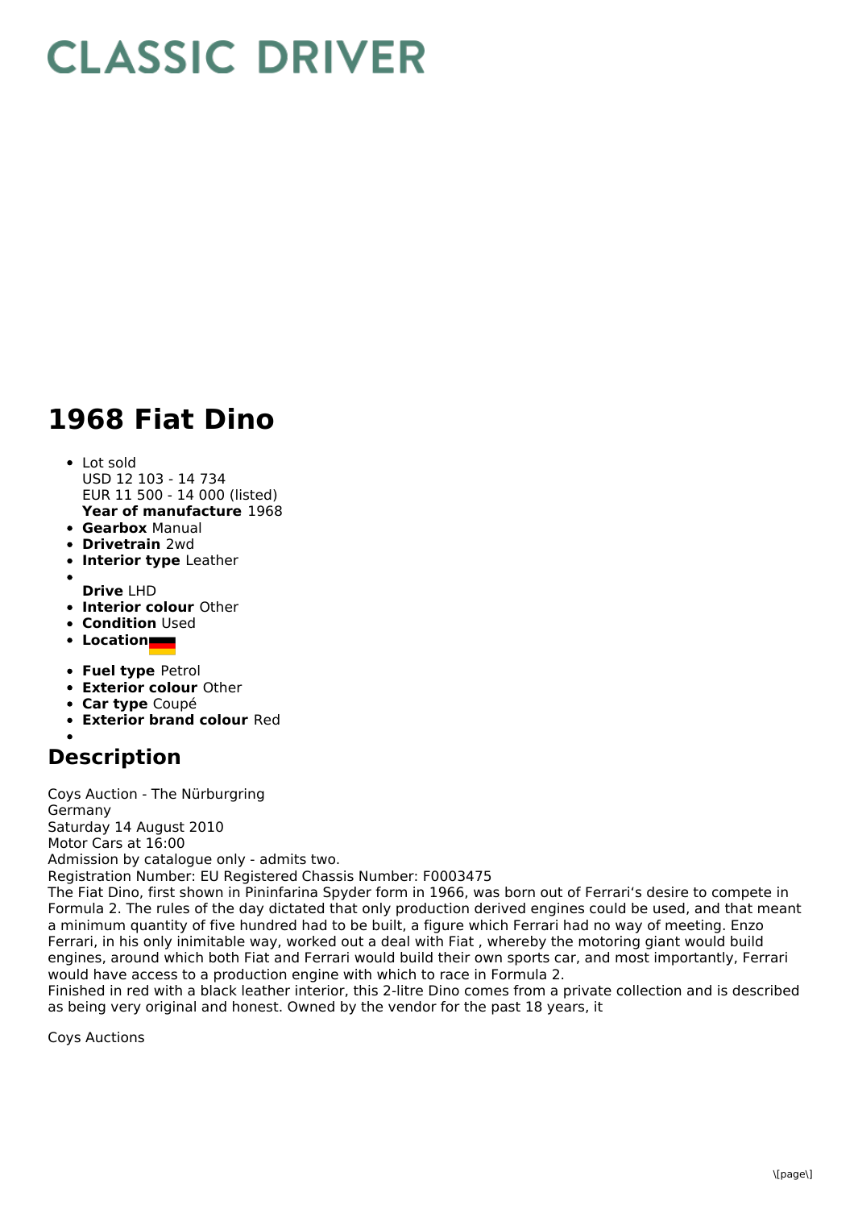# CLASSIC DRIVER

# 1968 Fiat Dino

- Lot sold
  USD 12 103 - 14 734
  EUR 11 500 - 14 000 (listed)
  **Year of manufacture** 1968
- **Gearbox** Manual
- **Drivetrain** 2wd
- **Interior type** Leather
- **Drive** LHD
- **Interior colour** Other
- **Condition** Used
- **Location**
- **Fuel type** Petrol
- **Exterior colour** Other
- **Car type** Coupé
- **Exterior brand colour** Red

## Description

Coys Auction - The Nürburgring
Germany
Saturday 14 August 2010
Motor Cars at 16:00
Admission by catalogue only - admits two.
Registration Number: EU Registered Chassis Number: F0003475
The Fiat Dino, first shown in Pininfarina Spyder form in 1966, was born out of Ferrari's desire to compete in Formula 2. The rules of the day dictated that only production derived engines could be used, and that meant a minimum quantity of five hundred had to be built, a figure which Ferrari had no way of meeting. Enzo Ferrari, in his only inimitable way, worked out a deal with Fiat , whereby the motoring giant would build engines, around which both Fiat and Ferrari would build their own sports car, and most importantly, Ferrari would have access to a production engine with which to race in Formula 2.
Finished in red with a black leather interior, this 2-litre Dino comes from a private collection and is described as being very original and honest. Owned by the vendor for the past 18 years, it

Coys Auctions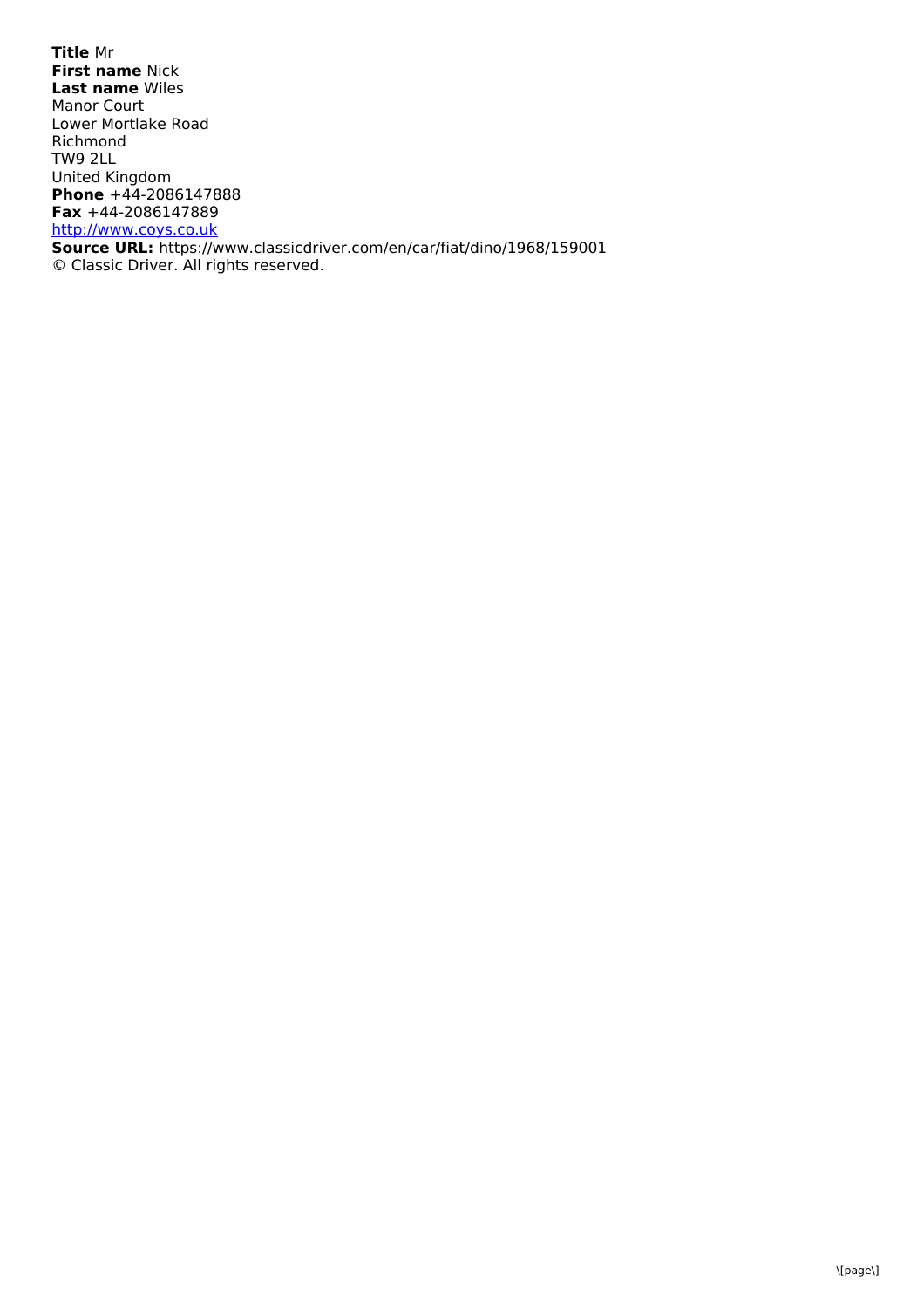**Title** Mr
**First name** Nick
**Last name** Wiles
Manor Court
Lower Mortlake Road
Richmond
TW9 2LL
United Kingdom
**Phone** +44-2086147888
**Fax** +44-2086147889
[http://www.coys.co.uk](http://www.coys.co.uk)
**Source URL:** https://www.classicdriver.com/en/car/fiat/dino/1968/159001
© Classic Driver. All rights reserved.